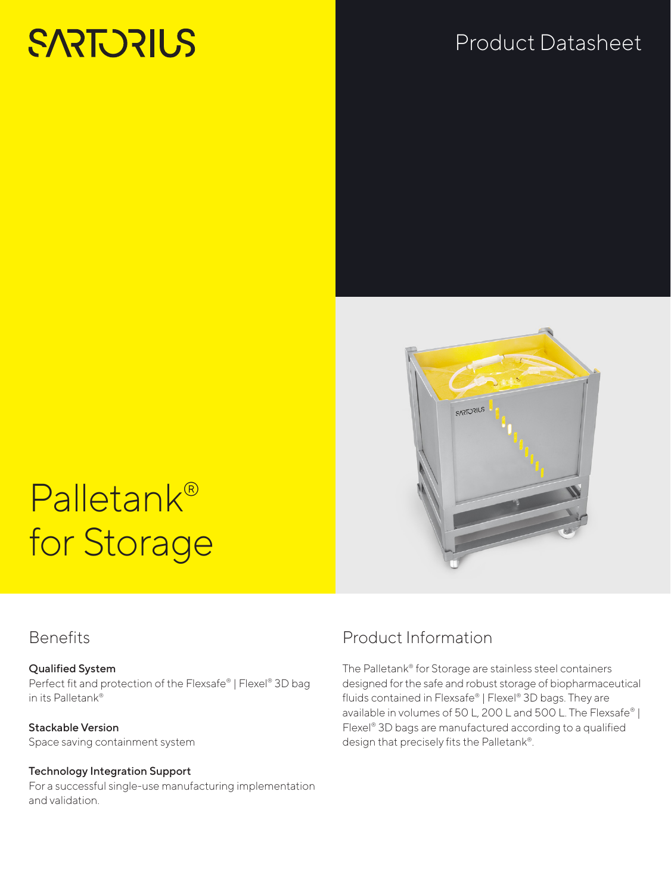SARTORIUS

Product Datasheet

# Palletank® for Storage

## Benefits

**Qualified System**
Perfect fit and protection of the Flexsafe® | Flexel® 3D bag in its Palletank®

**Stackable Version**
Space saving containment system

**Technology Integration Support**
For a successful single-use manufacturing implementation and validation.

## Product Information

The Palletank® for Storage are stainless steel containers designed for the safe and robust storage of biopharmaceutical fluids contained in Flexsafe® | Flexel® 3D bags. They are available in volumes of 50 L, 200 L and 500 L. The Flexsafe® | Flexel® 3D bags are manufactured according to a qualified design that precisely fits the Palletank®.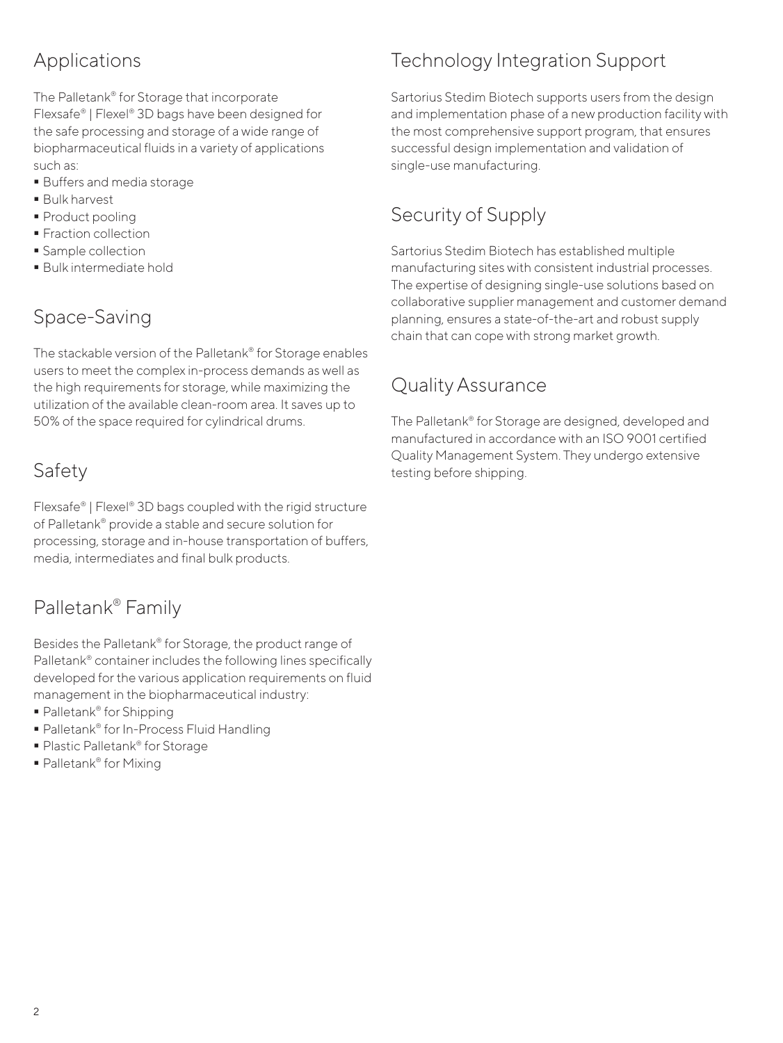## Applications

The Palletank® for Storage that incorporate Flexsafe® | Flexel® 3D bags have been designed for the safe processing and storage of a wide range of biopharmaceutical fluids in a variety of applications such as:

- Buffers and media storage
- Bulk harvest
- Product pooling
- Fraction collection
- Sample collection
- Bulk intermediate hold

## Space-Saving

The stackable version of the Palletank® for Storage enables users to meet the complex in-process demands as well as the high requirements for storage, while maximizing the utilization of the available clean-room area. It saves up to 50% of the space required for cylindrical drums.

## Safety

Flexsafe® | Flexel® 3D bags coupled with the rigid structure of Palletank® provide a stable and secure solution for processing, storage and in-house transportation of buffers, media, intermediates and final bulk products.

## Palletank® Family

Besides the Palletank® for Storage, the product range of Palletank® container includes the following lines specifically developed for the various application requirements on fluid management in the biopharmaceutical industry:

- Palletank® for Shipping
- Palletank® for In-Process Fluid Handling
- Plastic Palletank® for Storage
- Palletank® for Mixing

## Technology Integration Support

Sartorius Stedim Biotech supports users from the design and implementation phase of a new production facility with the most comprehensive support program, that ensures successful design implementation and validation of single-use manufacturing.

## Security of Supply

Sartorius Stedim Biotech has established multiple manufacturing sites with consistent industrial processes. The expertise of designing single-use solutions based on collaborative supplier management and customer demand planning, ensures a state-of-the-art and robust supply chain that can cope with strong market growth.

## Quality Assurance

The Palletank® for Storage are designed, developed and manufactured in accordance with an ISO 9001 certified Quality Management System. They undergo extensive testing before shipping.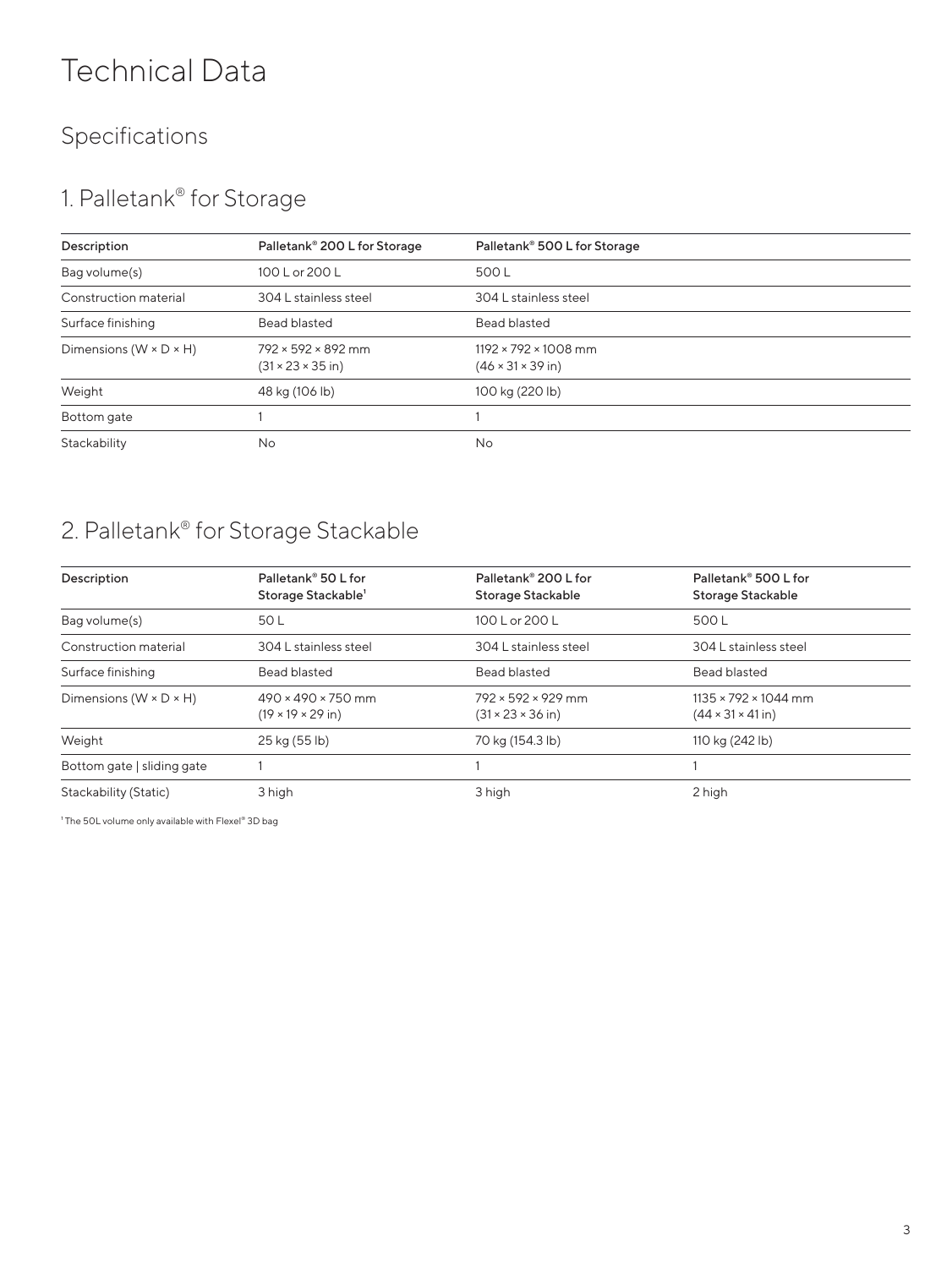# Technical Data

## Specifications

### 1. Palletank® for Storage

| Description | Palletank® 200 L for Storage | Palletank® 500 L for Storage |
| --- | --- | --- |
| Bag volume(s) | 100 L or 200 L | 500 L |
| Construction material | 304 L stainless steel | 304 L stainless steel |
| Surface finishing | Bead blasted | Bead blasted |
| Dimensions (W × D × H) | 792 × 592 × 892 mm (31 × 23 × 35 in) | 1192 × 792 × 1008 mm (46 × 31 × 39 in) |
| Weight | 48 kg (106 lb) | 100 kg (220 lb) |
| Bottom gate | 1 | 1 |
| Stackability | No | No |

### 2. Palletank® for Storage Stackable

| Description | Palletank® 50 L for Storage Stackable[1] | Palletank® 200 L for Storage Stackable | Palletank® 500 L for Storage Stackable |
| --- | --- | --- | --- |
| Bag volume(s) | 50 L | 100 L or 200 L | 500 L |
| Construction material | 304 L stainless steel | 304 L stainless steel | 304 L stainless steel |
| Surface finishing | Bead blasted | Bead blasted | Bead blasted |
| Dimensions (W × D × H) | 490 × 490 × 750 mm (19 × 19 × 29 in) | 792 × 592 × 929 mm (31 × 23 × 36 in) | 1135 × 792 × 1044 mm (44 × 31 × 41 in) |
| Weight | 25 kg (55 lb) | 70 kg (154.3 lb) | 110 kg (242 lb) |
| Bottom gate \| sliding gate | 1 | 1 | 1 |
| Stackability (Static) | 3 high | 3 high | 2 high |

[1] The 50L volume only available with Flexel® 3D bag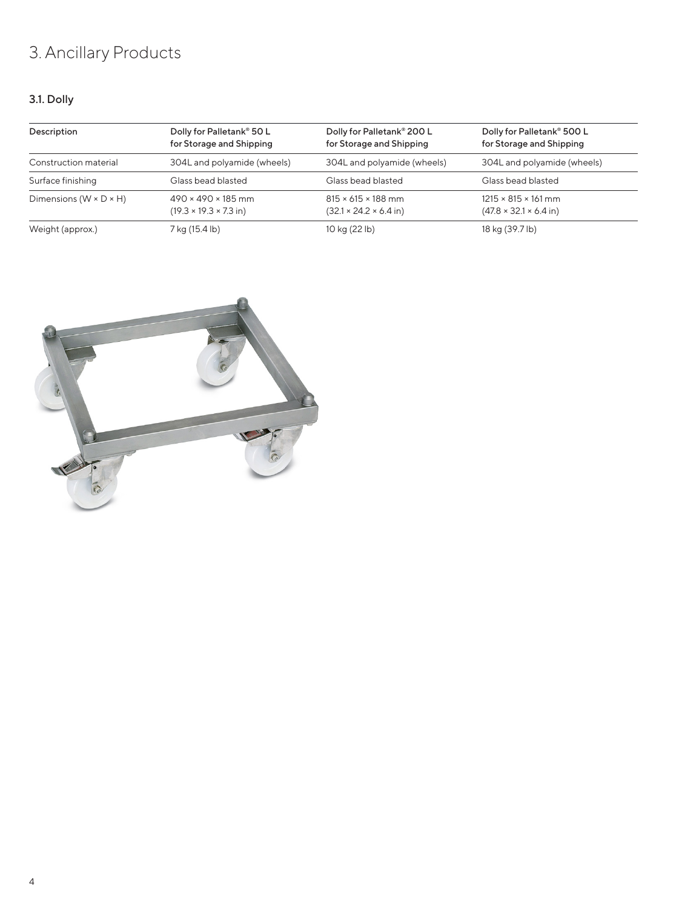# 3. Ancillary Products

### 3.1. Dolly

| Description | Dolly for Palletank® 50 L for Storage and Shipping | Dolly for Palletank® 200 L for Storage and Shipping | Dolly for Palletank® 500 L for Storage and Shipping |
|---|---|---|---|
| Construction material | 304L and polyamide (wheels) | 304L and polyamide (wheels) | 304L and polyamide (wheels) |
| Surface finishing | Glass bead blasted | Glass bead blasted | Glass bead blasted |
| Dimensions (W × D × H) | 490 × 490 × 185 mm (19.3 × 19.3 × 7.3 in) | 815 × 615 × 188 mm (32.1 × 24.2 × 6.4 in) | 1215 × 815 × 161 mm (47.8 × 32.1 × 6.4 in) |
| Weight (approx.) | 7 kg (15.4 lb) | 10 kg (22 lb) | 18 kg (39.7 lb) |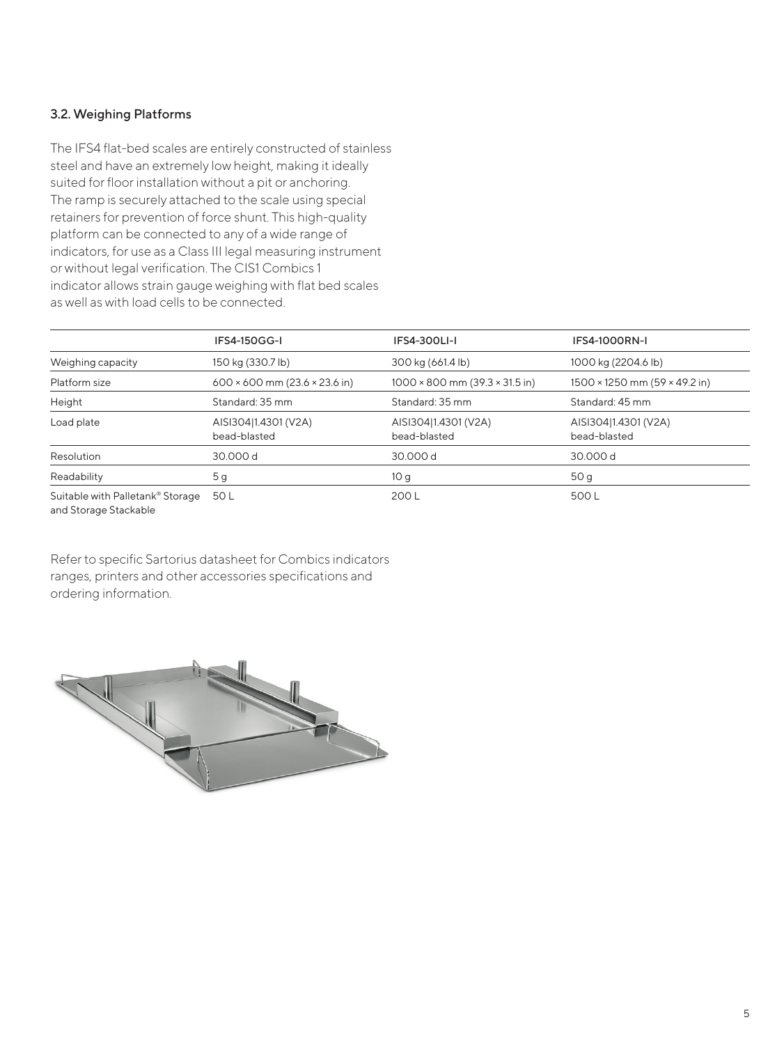### 3.2. Weighing Platforms

The IFS4 flat-bed scales are entirely constructed of stainless steel and have an extremely low height, making it ideally suited for floor installation without a pit or anchoring. The ramp is securely attached to the scale using special retainers for prevention of force shunt. This high-quality platform can be connected to any of a wide range of indicators, for use as a Class III legal measuring instrument or without legal verification. The CIS1 Combics 1 indicator allows strain gauge weighing with flat bed scales as well as with load cells to be connected.

| | IFS4-150GG-I | IFS4-300LI-I | IFS4-1000RN-I |
|---|---|---|---|
| Weighing capacity | 150 kg (330.7 lb) | 300 kg (661.4 lb) | 1000 kg (2204.6 lb) |
| Platform size | 600 × 600 mm (23.6 × 23.6 in) | 1000 × 800 mm (39.3 × 31.5 in) | 1500 × 1250 mm (59 × 49.2 in) |
| Height | Standard: 35 mm | Standard: 35 mm | Standard: 45 mm |
| Load plate | AISI304\|1.4301 (V2A) bead-blasted | AISI304\|1.4301 (V2A) bead-blasted | AISI304\|1.4301 (V2A) bead-blasted |
| Resolution | 30.000 d | 30.000 d | 30.000 d |
| Readability | 5 g | 10 g | 50 g |
| Suitable with Palletank® Storage and Storage Stackable | 50 L | 200 L | 500 L |

Refer to specific Sartorius datasheet for Combics indicators ranges, printers and other accessories specifications and ordering information.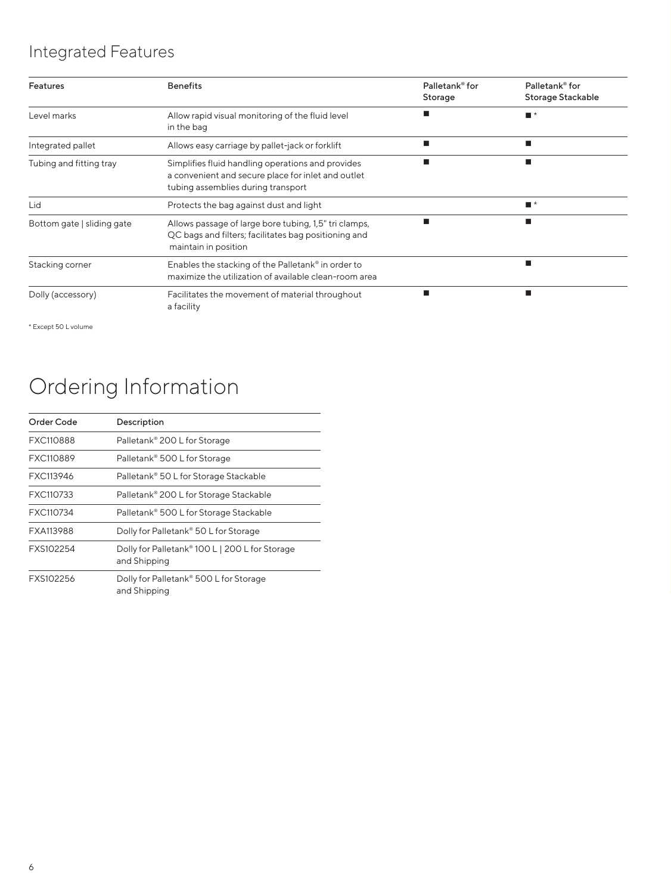## Integrated Features

| Features | Benefits | Palletank® for Storage | Palletank® for Storage Stackable |
|---|---|---|---|
| Level marks | Allow rapid visual monitoring of the fluid level in the bag | ■ | ■ * |
| Integrated pallet | Allows easy carriage by pallet-jack or forklift | ■ | ■ |
| Tubing and fitting tray | Simplifies fluid handling operations and provides a convenient and secure place for inlet and outlet tubing assemblies during transport | ■ | ■ |
| Lid | Protects the bag against dust and light | | ■ * |
| Bottom gate \| sliding gate | Allows passage of large bore tubing, 1,5" tri clamps, QC bags and filters; facilitates bag positioning and maintain in position | ■ | ■ |
| Stacking corner | Enables the stacking of the Palletank® in order to maximize the utilization of available clean-room area | | ■ |
| Dolly (accessory) | Facilitates the movement of material throughout a facility | ■ | ■ |

\* Except 50 L volume

# Ordering Information

| Order Code | Description |
|---|---|
| FXC110888 | Palletank® 200 L for Storage |
| FXC110889 | Palletank® 500 L for Storage |
| FXC113946 | Palletank® 50 L for Storage Stackable |
| FXC110733 | Palletank® 200 L for Storage Stackable |
| FXC110734 | Palletank® 500 L for Storage Stackable |
| FXA113988 | Dolly for Palletank® 50 L for Storage |
| FXS102254 | Dolly for Palletank® 100 L \| 200 L for Storage and Shipping |
| FXS102256 | Dolly for Palletank® 500 L for Storage and Shipping |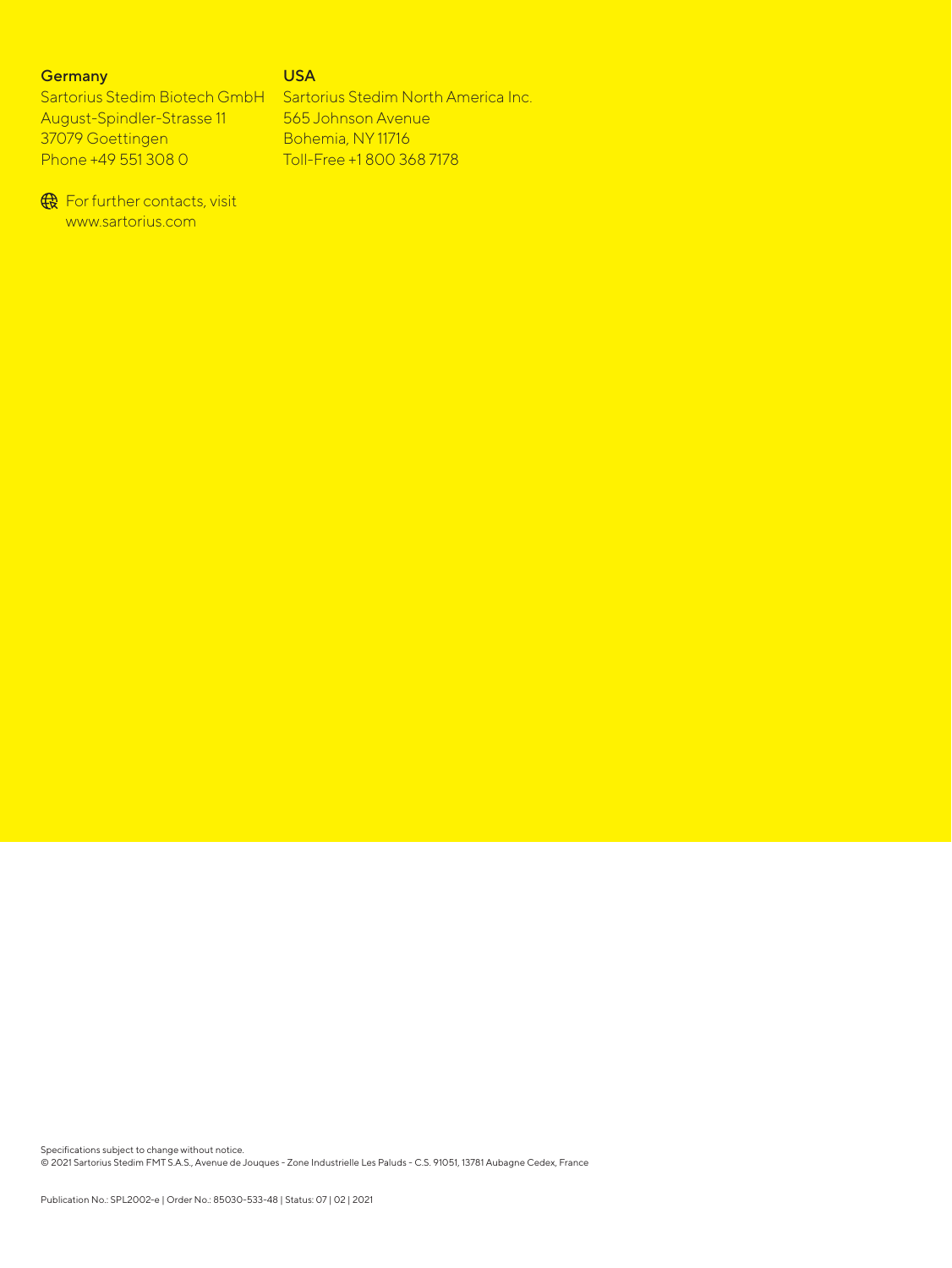**Germany**

Sartorius Stedim Biotech GmbH
August-Spindler-Strasse 11
37079 Goettingen
Phone +49 551 308 0

**USA**

Sartorius Stedim North America Inc.
565 Johnson Avenue
Bohemia, NY 11716
Toll-Free +1 800 368 7178

For further contacts, visit
www.sartorius.com

Specifications subject to change without notice.
© 2021 Sartorius Stedim FMT S.A.S., Avenue de Jouques - Zone Industrielle Les Paluds - C.S. 91051, 13781 Aubagne Cedex, France

Publication No.: SPL2002-e | Order No.: 85030-533-48 | Status: 07 | 02 | 2021